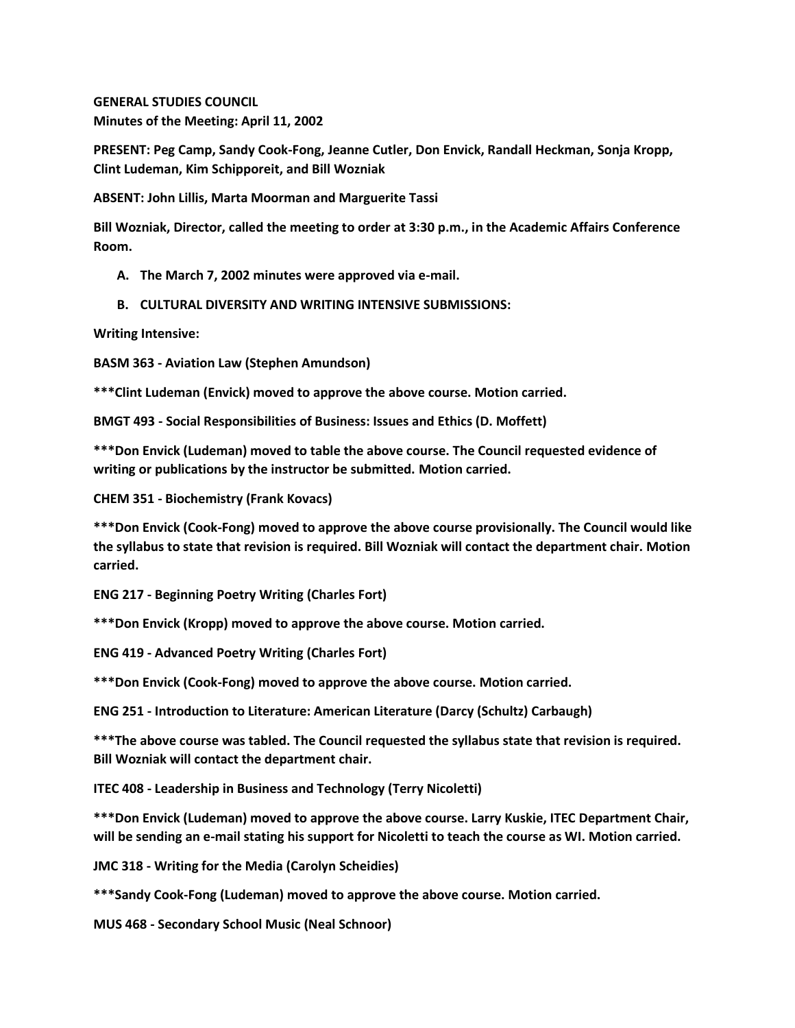**GENERAL STUDIES COUNCIL**
**Minutes of the Meeting: April 11, 2002**

**PRESENT: Peg Camp, Sandy Cook-Fong, Jeanne Cutler, Don Envick, Randall Heckman, Sonja Kropp, Clint Ludeman, Kim Schipporeit, and Bill Wozniak**

**ABSENT: John Lillis, Marta Moorman and Marguerite Tassi**

**Bill Wozniak, Director, called the meeting to order at 3:30 p.m., in the Academic Affairs Conference Room.**

A. **The March 7, 2002 minutes were approved via e-mail.**

B. **CULTURAL DIVERSITY AND WRITING INTENSIVE SUBMISSIONS:**

**Writing Intensive:**

**BASM 363 - Aviation Law (Stephen Amundson)**

**\*\*\*Clint Ludeman (Envick) moved to approve the above course. Motion carried.**

**BMGT 493 - Social Responsibilities of Business: Issues and Ethics (D. Moffett)**

**\*\*\*Don Envick (Ludeman) moved to table the above course. The Council requested evidence of writing or publications by the instructor be submitted. Motion carried.**

**CHEM 351 - Biochemistry (Frank Kovacs)**

**\*\*\*Don Envick (Cook-Fong) moved to approve the above course provisionally. The Council would like the syllabus to state that revision is required. Bill Wozniak will contact the department chair. Motion carried.**

**ENG 217 - Beginning Poetry Writing (Charles Fort)**

**\*\*\*Don Envick (Kropp) moved to approve the above course. Motion carried.**

**ENG 419 - Advanced Poetry Writing (Charles Fort)**

**\*\*\*Don Envick (Cook-Fong) moved to approve the above course. Motion carried.**

**ENG 251 - Introduction to Literature: American Literature (Darcy (Schultz) Carbaugh)**

**\*\*\*The above course was tabled. The Council requested the syllabus state that revision is required. Bill Wozniak will contact the department chair.**

**ITEC 408 - Leadership in Business and Technology (Terry Nicoletti)**

**\*\*\*Don Envick (Ludeman) moved to approve the above course. Larry Kuskie, ITEC Department Chair, will be sending an e-mail stating his support for Nicoletti to teach the course as WI. Motion carried.**

**JMC 318 - Writing for the Media (Carolyn Scheidies)**

**\*\*\*Sandy Cook-Fong (Ludeman) moved to approve the above course. Motion carried.**

**MUS 468 - Secondary School Music (Neal Schnoor)**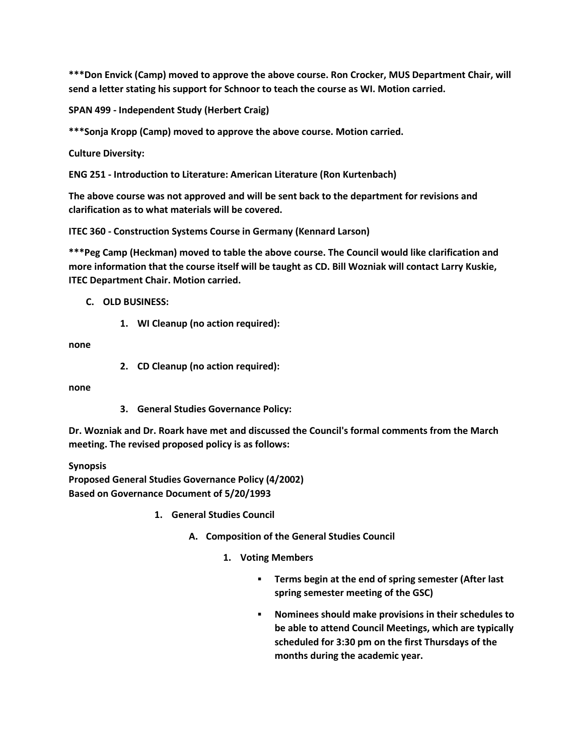**\*\*\*Don Envick (Camp) moved to approve the above course. Ron Crocker, MUS Department Chair, will send a letter stating his support for Schnoor to teach the course as WI. Motion carried.**

**SPAN 499 - Independent Study (Herbert Craig)**

**\*\*\*Sonja Kropp (Camp) moved to approve the above course. Motion carried.**

**Culture Diversity:**

**ENG 251 - Introduction to Literature: American Literature (Ron Kurtenbach)**

**The above course was not approved and will be sent back to the department for revisions and clarification as to what materials will be covered.**

**ITEC 360 - Construction Systems Course in Germany (Kennard Larson)**

**\*\*\*Peg Camp (Heckman) moved to table the above course. The Council would like clarification and more information that the course itself will be taught as CD. Bill Wozniak will contact Larry Kuskie, ITEC Department Chair. Motion carried.**

**C. OLD BUSINESS:**

**1. WI Cleanup (no action required):**

**none**

**2. CD Cleanup (no action required):**

**none**

**3. General Studies Governance Policy:**

**Dr. Wozniak and Dr. Roark have met and discussed the Council's formal comments from the March meeting. The revised proposed policy is as follows:**

**Synopsis**
**Proposed General Studies Governance Policy (4/2002)**
**Based on Governance Document of 5/20/1993**

**1. General Studies Council**

**A. Composition of the General Studies Council**

**1. Voting Members**

- **Terms begin at the end of spring semester (After last spring semester meeting of the GSC)**
- **Nominees should make provisions in their schedules to be able to attend Council Meetings, which are typically scheduled for 3:30 pm on the first Thursdays of the months during the academic year.**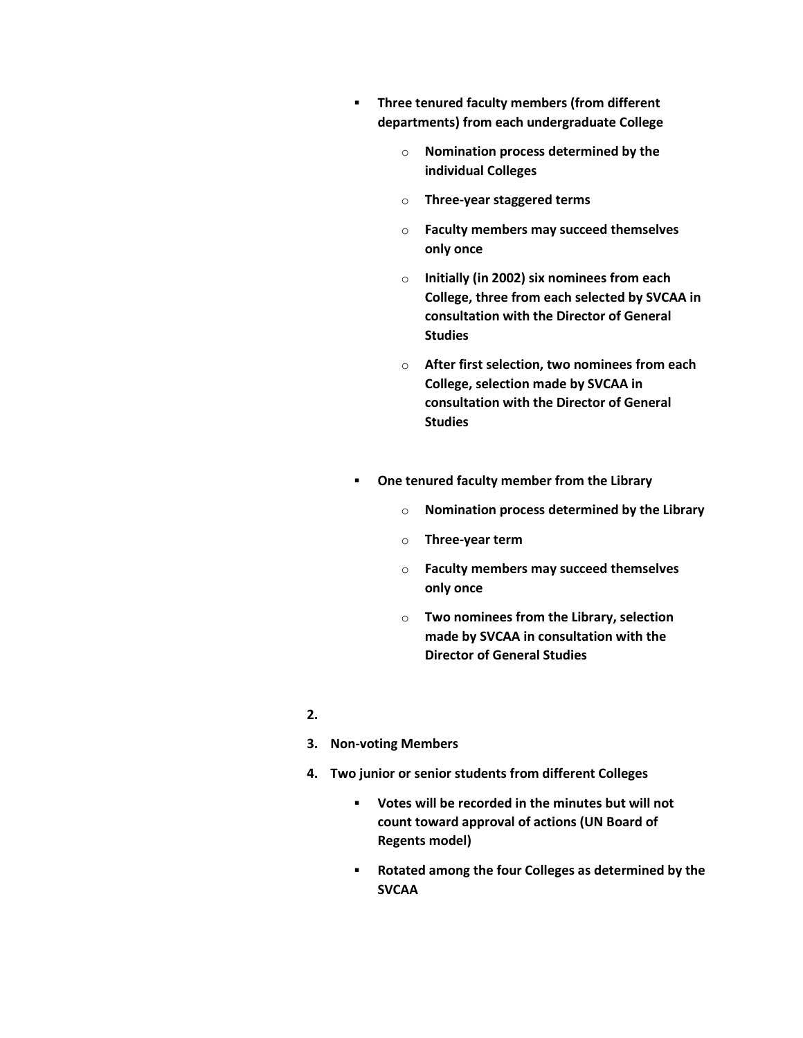- **Three tenured faculty members (from different departments) from each undergraduate College**
    - **Nomination process determined by the individual Colleges**
    - **Three-year staggered terms**
    - **Faculty members may succeed themselves only once**
    - **Initially (in 2002) six nominees from each College, three from each selected by SVCAA in consultation with the Director of General Studies**
    - **After first selection, two nominees from each College, selection made by SVCAA in consultation with the Director of General Studies**

- **One tenured faculty member from the Library**
    - **Nomination process determined by the Library**
    - **Three-year term**
    - **Faculty members may succeed themselves only once**
    - **Two nominees from the Library, selection made by SVCAA in consultation with the Director of General Studies**

2.

3. **Non-voting Members**

4. **Two junior or senior students from different Colleges**
    - **Votes will be recorded in the minutes but will not count toward approval of actions (UN Board of Regents model)**
    - **Rotated among the four Colleges as determined by the SVCAA**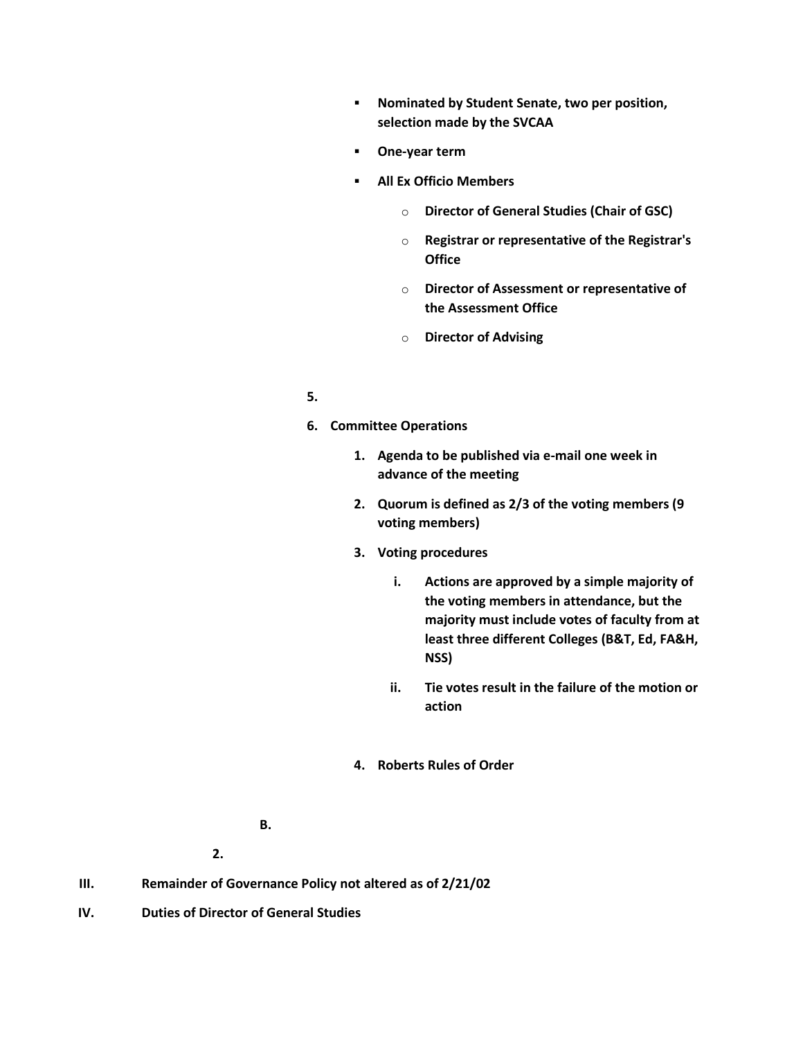- **Nominated by Student Senate, two per position, selection made by the SVCAA**
- **One-year term**
- **All Ex Officio Members**
  - **Director of General Studies (Chair of GSC)**
  - **Registrar or representative of the Registrar's Office**
  - **Director of Assessment or representative of the Assessment Office**
  - **Director of Advising**

**5.**

**6. Committee Operations**

1. **Agenda to be published via e-mail one week in advance of the meeting**
2. **Quorum is defined as 2/3 of the voting members (9 voting members)**
3. **Voting procedures**
   - i. **Actions are approved by a simple majority of the voting members in attendance, but the majority must include votes of faculty from at least three different Colleges (B&T, Ed, FA&H, NSS)**
   - ii. **Tie votes result in the failure of the motion or action**
4. **Roberts Rules of Order**

**B.**

**2.**

**III. Remainder of Governance Policy not altered as of 2/21/02**

**IV. Duties of Director of General Studies**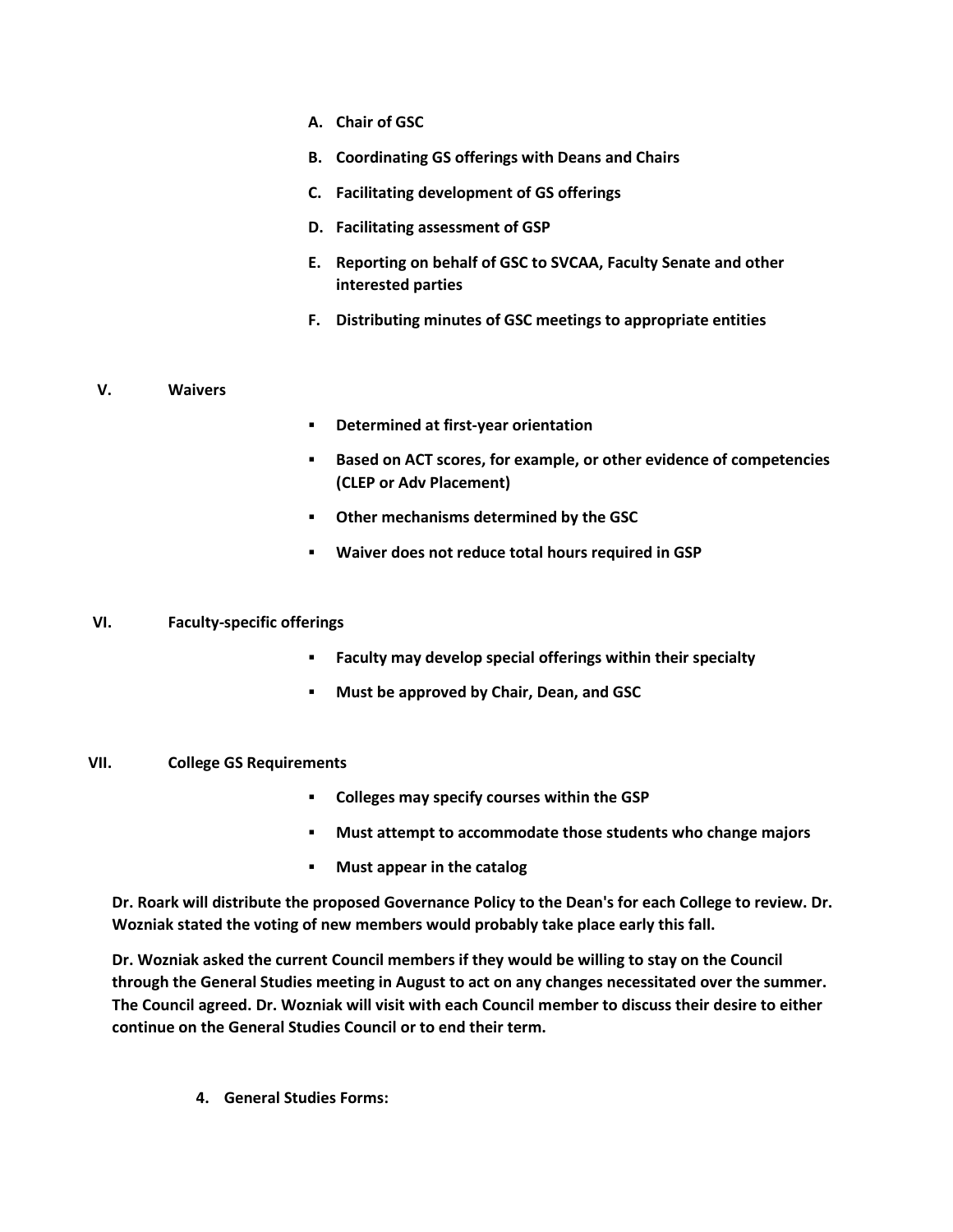**A. Chair of GSC**

**B. Coordinating GS offerings with Deans and Chairs**

**C. Facilitating development of GS offerings**

**D. Facilitating assessment of GSP**

**E. Reporting on behalf of GSC to SVCAA, Faculty Senate and other interested parties**

**F. Distributing minutes of GSC meetings to appropriate entities**

**V. Waivers**

- **Determined at first-year orientation**
- **Based on ACT scores, for example, or other evidence of competencies (CLEP or Adv Placement)**
- **Other mechanisms determined by the GSC**
- **Waiver does not reduce total hours required in GSP**

**VI. Faculty-specific offerings**

- **Faculty may develop special offerings within their specialty**
- **Must be approved by Chair, Dean, and GSC**

**VII. College GS Requirements**

- **Colleges may specify courses within the GSP**
- **Must attempt to accommodate those students who change majors**
- **Must appear in the catalog**

**Dr. Roark will distribute the proposed Governance Policy to the Dean's for each College to review. Dr. Wozniak stated the voting of new members would probably take place early this fall.**

**Dr. Wozniak asked the current Council members if they would be willing to stay on the Council through the General Studies meeting in August to act on any changes necessitated over the summer. The Council agreed. Dr. Wozniak will visit with each Council member to discuss their desire to either continue on the General Studies Council or to end their term.**

**4. General Studies Forms:**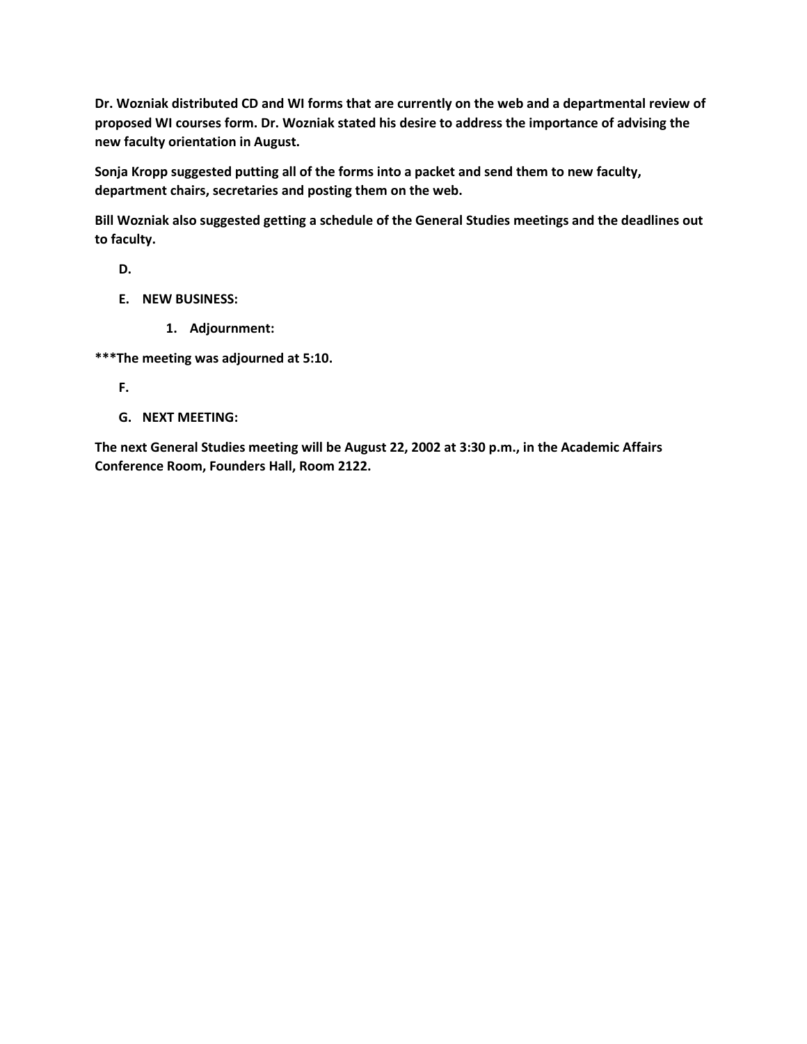**Dr. Wozniak distributed CD and WI forms that are currently on the web and a departmental review of proposed WI courses form. Dr. Wozniak stated his desire to address the importance of advising the new faculty orientation in August.**

**Sonja Kropp suggested putting all of the forms into a packet and send them to new faculty, department chairs, secretaries and posting them on the web.**

**Bill Wozniak also suggested getting a schedule of the General Studies meetings and the deadlines out to faculty.**

**D.**

**E. NEW BUSINESS:**

  **1. Adjournment:**

****\*The meeting was adjourned at 5:10.**

**F.**

**G. NEXT MEETING:**

**The next General Studies meeting will be August 22, 2002 at 3:30 p.m., in the Academic Affairs Conference Room, Founders Hall, Room 2122.**